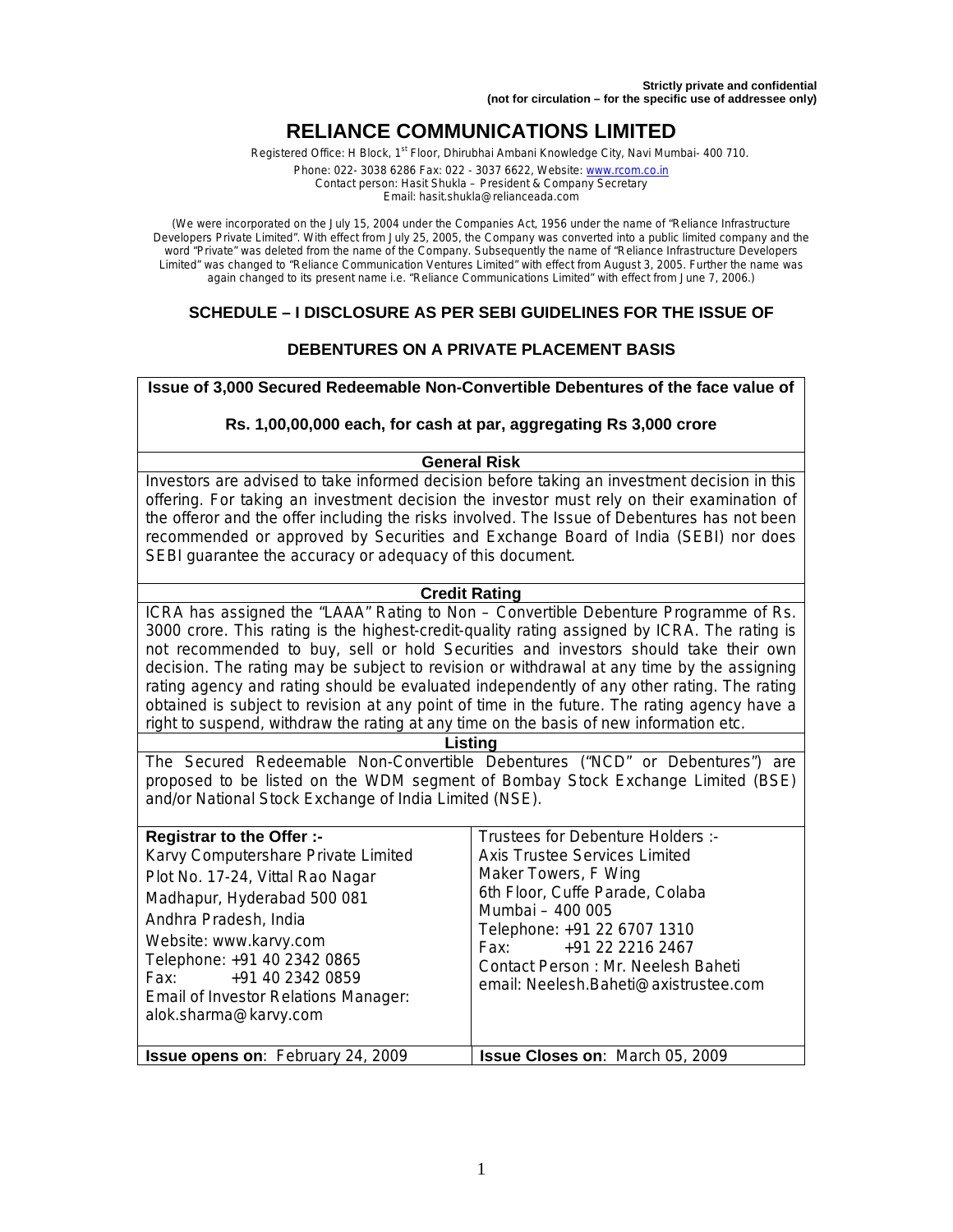**Strictly private and confidential**
**(not for circulation – for the specific use of addressee only)**

# RELIANCE COMMUNICATIONS LIMITED

Registered Office: H Block, 1st Floor, Dhirubhai Ambani Knowledge City, Navi Mumbai- 400 710.
Phone: 022- 3038 6286 Fax: 022 - 3037 6622, Website: www.rcom.co.in
Contact person: Hasit Shukla – President & Company Secretary
Email: hasit.shukla@relianceada.com

(We were incorporated on the July 15, 2004 under the Companies Act, 1956 under the name of "Reliance Infrastructure Developers Private Limited". With effect from July 25, 2005, the Company was converted into a public limited company and the word "Private" was deleted from the name of the Company. Subsequently the name of "Reliance Infrastructure Developers Limited" was changed to "Reliance Communication Ventures Limited" with effect from August 3, 2005. Further the name was again changed to its present name i.e. "Reliance Communications Limited" with effect from June 7, 2006.)

## SCHEDULE – I DISCLOSURE AS PER SEBI GUIDELINES FOR THE ISSUE OF DEBENTURES ON A PRIVATE PLACEMENT BASIS

**Issue of 3,000 Secured Redeemable Non-Convertible Debentures of the face value of Rs. 1,00,00,000 each, for cash at par, aggregating Rs 3,000 crore**

**General Risk**

Investors are advised to take informed decision before taking an investment decision in this offering. For taking an investment decision the investor must rely on their examination of the offeror and the offer including the risks involved. The Issue of Debentures has not been recommended or approved by Securities and Exchange Board of India (SEBI) nor does SEBI guarantee the accuracy or adequacy of this document.

**Credit Rating**

ICRA has assigned the "LAAA" Rating to Non – Convertible Debenture Programme of Rs. 3000 crore. This rating is the highest-credit-quality rating assigned by ICRA. The rating is not recommended to buy, sell or hold Securities and investors should take their own decision. The rating may be subject to revision or withdrawal at any time by the assigning rating agency and rating should be evaluated independently of any other rating. The rating obtained is subject to revision at any point of time in the future. The rating agency have a right to suspend, withdraw the rating at any time on the basis of new information etc.

**Listing**

The Secured Redeemable Non-Convertible Debentures ("NCD" or Debentures") are proposed to be listed on the WDM segment of Bombay Stock Exchange Limited (BSE) and/or National Stock Exchange of India Limited (NSE).

| **Registrar to the Offer :-** | Trustees for Debenture Holders :- |
|---|---|
| Karvy Computershare Private Limited<br>Plot No. 17-24, Vittal Rao Nagar<br>Madhapur, Hyderabad 500 081<br>Andhra Pradesh, India<br>Website: www.karvy.com<br>Telephone: +91 40 2342 0865<br>Fax: +91 40 2342 0859<br>Email of Investor Relations Manager: alok.sharma@karvy.com | Axis Trustee Services Limited<br>Maker Towers, F Wing<br>6th Floor, Cuffe Parade, Colaba<br>Mumbai – 400 005<br>Telephone: +91 22 6707 1310<br>Fax: +91 22 2216 2467<br>Contact Person : Mr. Neelesh Baheti<br>email: Neelesh.Baheti@axistrustee.com |
| **Issue opens on**: February 24, 2009 | **Issue Closes on**: March 05, 2009 |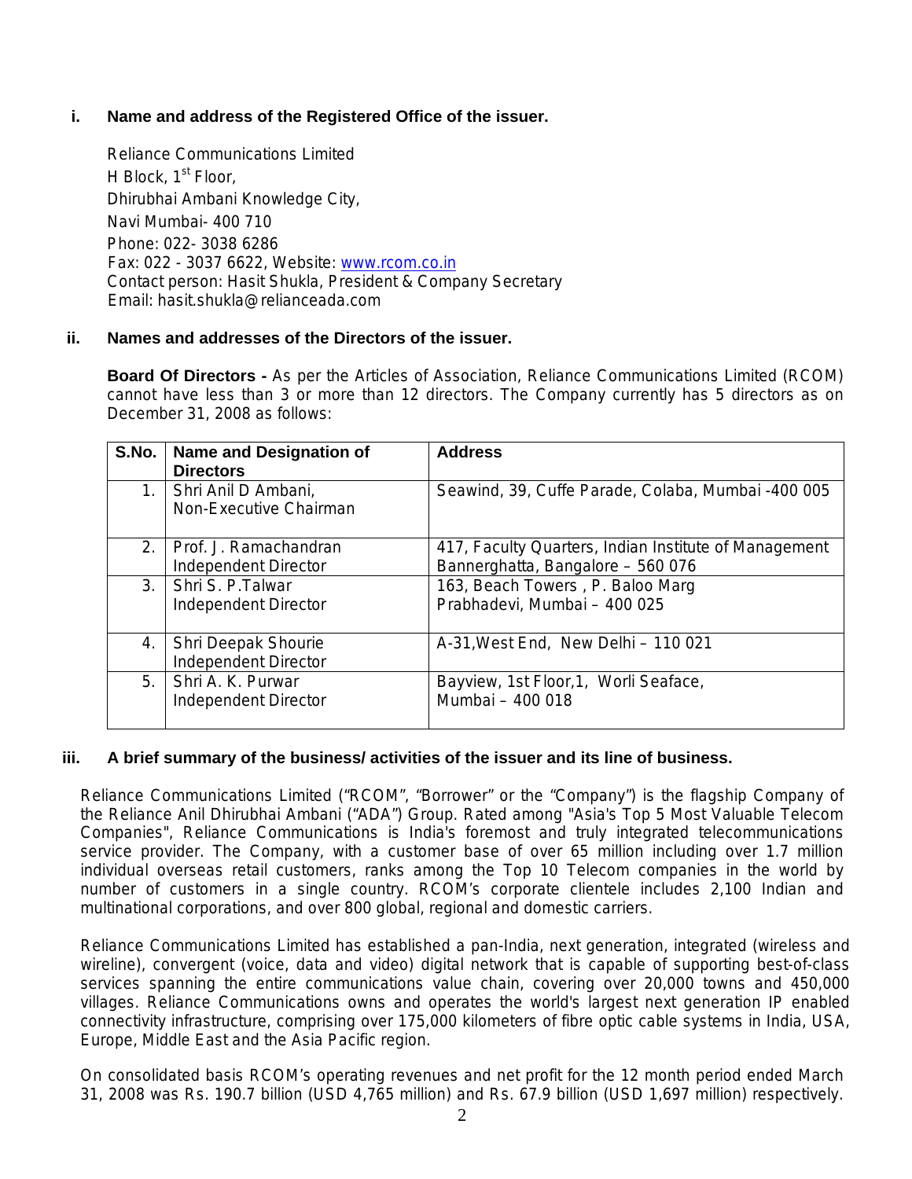**i. Name and address of the Registered Office of the issuer.**

Reliance Communications Limited
H Block, 1st Floor,
Dhirubhai Ambani Knowledge City,
Navi Mumbai- 400 710
Phone: 022- 3038 6286
Fax: 022 - 3037 6622, Website: www.rcom.co.in
Contact person: Hasit Shukla, President & Company Secretary
Email: hasit.shukla@relianceada.com

**ii. Names and addresses of the Directors of the issuer.**

**Board Of Directors -** As per the Articles of Association, Reliance Communications Limited (RCOM) cannot have less than 3 or more than 12 directors. The Company currently has 5 directors as on December 31, 2008 as follows:

| S.No. | Name and Designation of Directors | Address |
|---|---|---|
| 1. | Shri Anil D Ambani, Non-Executive Chairman | Seawind, 39, Cuffe Parade, Colaba, Mumbai -400 005 |
| 2. | Prof. J. Ramachandran Independent Director | 417, Faculty Quarters, Indian Institute of Management Bannerghatta, Bangalore – 560 076 |
| 3. | Shri S. P.Talwar Independent Director | 163, Beach Towers , P. Baloo Marg Prabhadevi, Mumbai – 400 025 |
| 4. | Shri Deepak Shourie Independent Director | A-31,West End, New Delhi – 110 021 |
| 5. | Shri A. K. Purwar Independent Director | Bayview, 1st Floor,1, Worli Seaface, Mumbai – 400 018 |

**iii. A brief summary of the business/ activities of the issuer and its line of business.**

Reliance Communications Limited ("RCOM", "Borrower" or the "Company") is the flagship Company of the Reliance Anil Dhirubhai Ambani ("ADA") Group. Rated among "Asia's Top 5 Most Valuable Telecom Companies", Reliance Communications is India's foremost and truly integrated telecommunications service provider. The Company, with a customer base of over 65 million including over 1.7 million individual overseas retail customers, ranks among the Top 10 Telecom companies in the world by number of customers in a single country. RCOM's corporate clientele includes 2,100 Indian and multinational corporations, and over 800 global, regional and domestic carriers.

Reliance Communications Limited has established a pan-India, next generation, integrated (wireless and wireline), convergent (voice, data and video) digital network that is capable of supporting best-of-class services spanning the entire communications value chain, covering over 20,000 towns and 450,000 villages. Reliance Communications owns and operates the world's largest next generation IP enabled connectivity infrastructure, comprising over 175,000 kilometers of fibre optic cable systems in India, USA, Europe, Middle East and the Asia Pacific region.

On consolidated basis RCOM's operating revenues and net profit for the 12 month period ended March 31, 2008 was Rs. 190.7 billion (USD 4,765 million) and Rs. 67.9 billion (USD 1,697 million) respectively.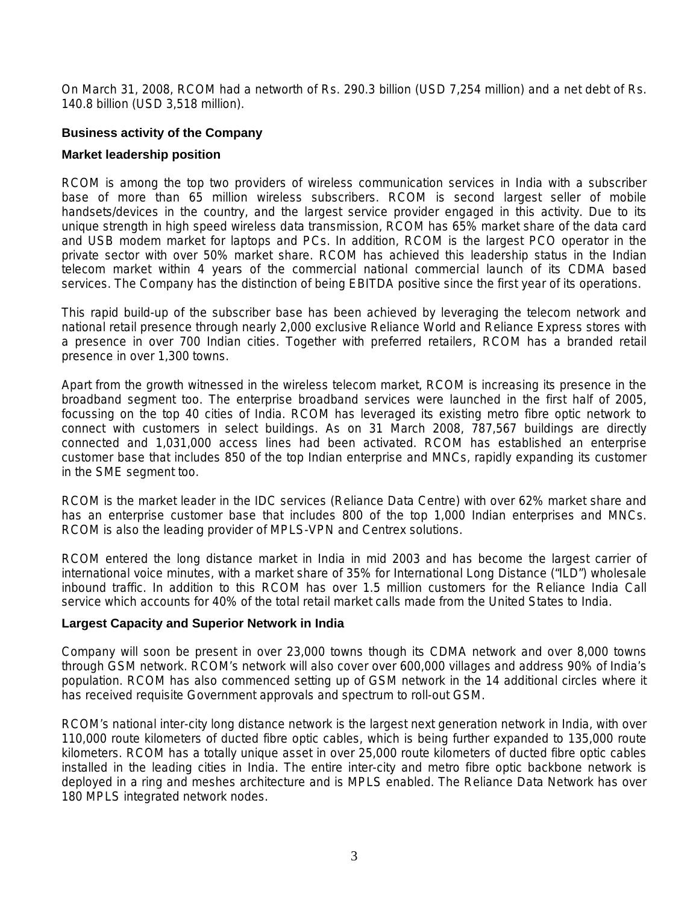On March 31, 2008, RCOM had a networth of Rs. 290.3 billion (USD 7,254 million) and a net debt of Rs. 140.8 billion (USD 3,518 million).

## Business activity of the Company

### Market leadership position

RCOM is among the top two providers of wireless communication services in India with a subscriber base of more than 65 million wireless subscribers. RCOM is second largest seller of mobile handsets/devices in the country, and the largest service provider engaged in this activity. Due to its unique strength in high speed wireless data transmission, RCOM has 65% market share of the data card and USB modem market for laptops and PCs. In addition, RCOM is the largest PCO operator in the private sector with over 50% market share. RCOM has achieved this leadership status in the Indian telecom market within 4 years of the commercial national commercial launch of its CDMA based services. The Company has the distinction of being EBITDA positive since the first year of its operations.

This rapid build-up of the subscriber base has been achieved by leveraging the telecom network and national retail presence through nearly 2,000 exclusive Reliance World and Reliance Express stores with a presence in over 700 Indian cities. Together with preferred retailers, RCOM has a branded retail presence in over 1,300 towns.

Apart from the growth witnessed in the wireless telecom market, RCOM is increasing its presence in the broadband segment too. The enterprise broadband services were launched in the first half of 2005, focussing on the top 40 cities of India. RCOM has leveraged its existing metro fibre optic network to connect with customers in select buildings. As on 31 March 2008, 787,567 buildings are directly connected and 1,031,000 access lines had been activated. RCOM has established an enterprise customer base that includes 850 of the top Indian enterprise and MNCs, rapidly expanding its customer in the SME segment too.

RCOM is the market leader in the IDC services (Reliance Data Centre) with over 62% market share and has an enterprise customer base that includes 800 of the top 1,000 Indian enterprises and MNCs. RCOM is also the leading provider of MPLS-VPN and Centrex solutions.

RCOM entered the long distance market in India in mid 2003 and has become the largest carrier of international voice minutes, with a market share of 35% for International Long Distance ("ILD") wholesale inbound traffic. In addition to this RCOM has over 1.5 million customers for the Reliance India Call service which accounts for 40% of the total retail market calls made from the United States to India.

### Largest Capacity and Superior Network in India

Company will soon be present in over 23,000 towns though its CDMA network and over 8,000 towns through GSM network. RCOM's network will also cover over 600,000 villages and address 90% of India's population. RCOM has also commenced setting up of GSM network in the 14 additional circles where it has received requisite Government approvals and spectrum to roll-out GSM.

RCOM's national inter-city long distance network is the largest next generation network in India, with over 110,000 route kilometers of ducted fibre optic cables, which is being further expanded to 135,000 route kilometers. RCOM has a totally unique asset in over 25,000 route kilometers of ducted fibre optic cables installed in the leading cities in India. The entire inter-city and metro fibre optic backbone network is deployed in a ring and meshes architecture and is MPLS enabled. The Reliance Data Network has over 180 MPLS integrated network nodes.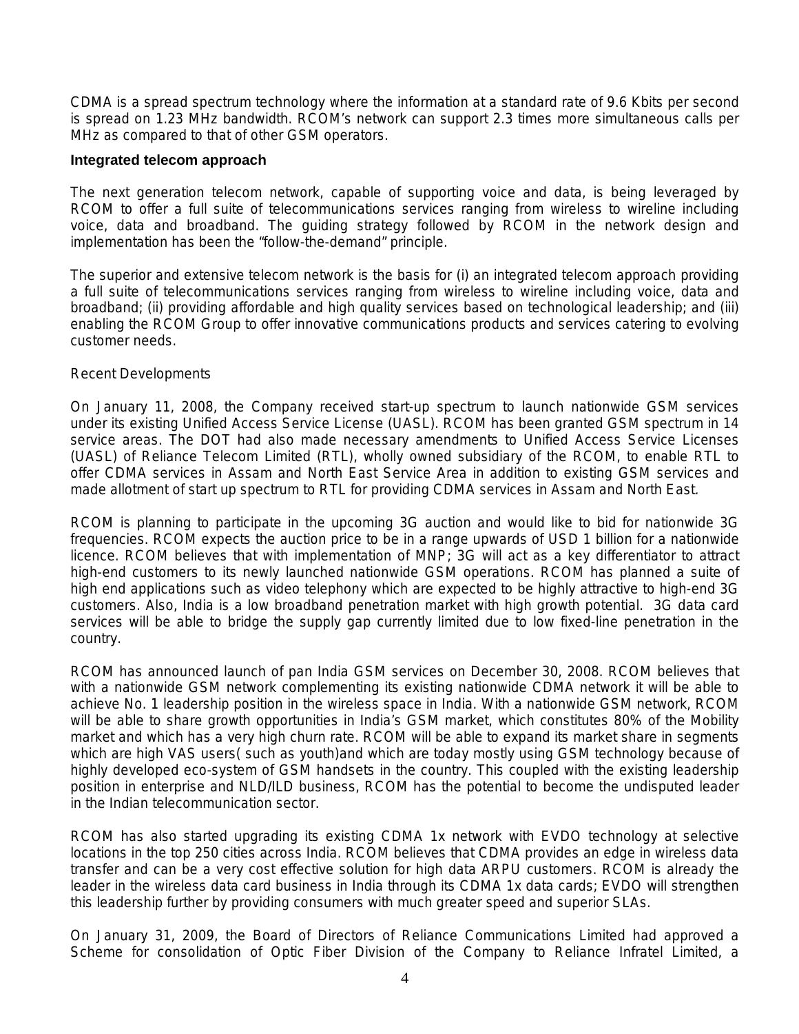CDMA is a spread spectrum technology where the information at a standard rate of 9.6 Kbits per second is spread on 1.23 MHz bandwidth. RCOM's network can support 2.3 times more simultaneous calls per MHz as compared to that of other GSM operators.

**Integrated telecom approach**

The next generation telecom network, capable of supporting voice and data, is being leveraged by RCOM to offer a full suite of telecommunications services ranging from wireless to wireline including voice, data and broadband. The guiding strategy followed by RCOM in the network design and implementation has been the "follow-the-demand" principle.

The superior and extensive telecom network is the basis for (i) an integrated telecom approach providing a full suite of telecommunications services ranging from wireless to wireline including voice, data and broadband; (ii) providing affordable and high quality services based on technological leadership; and (iii) enabling the RCOM Group to offer innovative communications products and services catering to evolving customer needs.

Recent Developments

On January 11, 2008, the Company received start-up spectrum to launch nationwide GSM services under its existing Unified Access Service License (UASL). RCOM has been granted GSM spectrum in 14 service areas. The DOT had also made necessary amendments to Unified Access Service Licenses (UASL) of Reliance Telecom Limited (RTL), wholly owned subsidiary of the RCOM, to enable RTL to offer CDMA services in Assam and North East Service Area in addition to existing GSM services and made allotment of start up spectrum to RTL for providing CDMA services in Assam and North East.

RCOM is planning to participate in the upcoming 3G auction and would like to bid for nationwide 3G frequencies. RCOM expects the auction price to be in a range upwards of USD 1 billion for a nationwide licence. RCOM believes that with implementation of MNP; 3G will act as a key differentiator to attract high-end customers to its newly launched nationwide GSM operations. RCOM has planned a suite of high end applications such as video telephony which are expected to be highly attractive to high-end 3G customers. Also, India is a low broadband penetration market with high growth potential. 3G data card services will be able to bridge the supply gap currently limited due to low fixed-line penetration in the country.

RCOM has announced launch of pan India GSM services on December 30, 2008. RCOM believes that with a nationwide GSM network complementing its existing nationwide CDMA network it will be able to achieve No. 1 leadership position in the wireless space in India. With a nationwide GSM network, RCOM will be able to share growth opportunities in India's GSM market, which constitutes 80% of the Mobility market and which has a very high churn rate. RCOM will be able to expand its market share in segments which are high VAS users( such as youth)and which are today mostly using GSM technology because of highly developed eco-system of GSM handsets in the country. This coupled with the existing leadership position in enterprise and NLD/ILD business, RCOM has the potential to become the undisputed leader in the Indian telecommunication sector.

RCOM has also started upgrading its existing CDMA 1x network with EVDO technology at selective locations in the top 250 cities across India. RCOM believes that CDMA provides an edge in wireless data transfer and can be a very cost effective solution for high data ARPU customers. RCOM is already the leader in the wireless data card business in India through its CDMA 1x data cards; EVDO will strengthen this leadership further by providing consumers with much greater speed and superior SLAs.

On January 31, 2009, the Board of Directors of Reliance Communications Limited had approved a Scheme for consolidation of Optic Fiber Division of the Company to Reliance Infratel Limited, a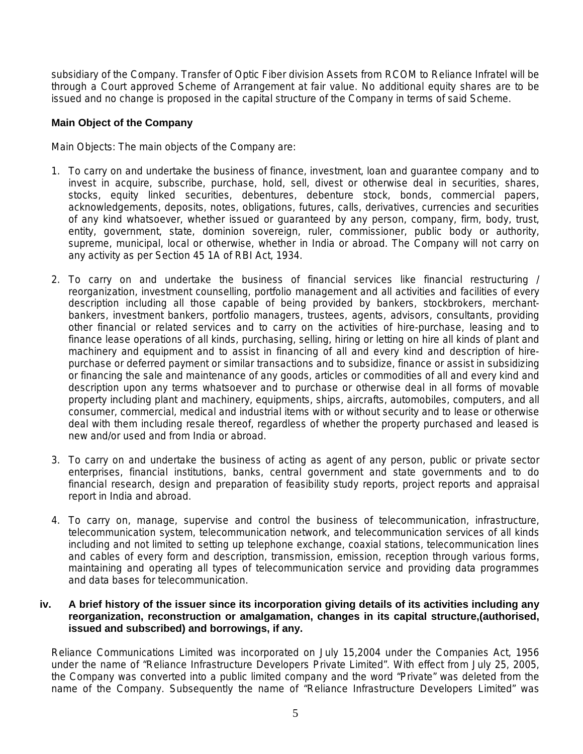subsidiary of the Company. Transfer of Optic Fiber division Assets from RCOM to Reliance Infratel will be through a Court approved Scheme of Arrangement at fair value. No additional equity shares are to be issued and no change is proposed in the capital structure of the Company in terms of said Scheme.

### Main Object of the Company

Main Objects: The main objects of the Company are:

1. To carry on and undertake the business of finance, investment, loan and guarantee company and to invest in acquire, subscribe, purchase, hold, sell, divest or otherwise deal in securities, shares, stocks, equity linked securities, debentures, debenture stock, bonds, commercial papers, acknowledgements, deposits, notes, obligations, futures, calls, derivatives, currencies and securities of any kind whatsoever, whether issued or guaranteed by any person, company, firm, body, trust, entity, government, state, dominion sovereign, ruler, commissioner, public body or authority, supreme, municipal, local or otherwise, whether in India or abroad. The Company will not carry on any activity as per Section 45 1A of RBI Act, 1934.

2. To carry on and undertake the business of financial services like financial restructuring / reorganization, investment counselling, portfolio management and all activities and facilities of every description including all those capable of being provided by bankers, stockbrokers, merchant-bankers, investment bankers, portfolio managers, trustees, agents, advisors, consultants, providing other financial or related services and to carry on the activities of hire-purchase, leasing and to finance lease operations of all kinds, purchasing, selling, hiring or letting on hire all kinds of plant and machinery and equipment and to assist in financing of all and every kind and description of hire-purchase or deferred payment or similar transactions and to subsidize, finance or assist in subsidizing or financing the sale and maintenance of any goods, articles or commodities of all and every kind and description upon any terms whatsoever and to purchase or otherwise deal in all forms of movable property including plant and machinery, equipments, ships, aircrafts, automobiles, computers, and all consumer, commercial, medical and industrial items with or without security and to lease or otherwise deal with them including resale thereof, regardless of whether the property purchased and leased is new and/or used and from India or abroad.

3. To carry on and undertake the business of acting as agent of any person, public or private sector enterprises, financial institutions, banks, central government and state governments and to do financial research, design and preparation of feasibility study reports, project reports and appraisal report in India and abroad.

4. To carry on, manage, supervise and control the business of telecommunication, infrastructure, telecommunication system, telecommunication network, and telecommunication services of all kinds including and not limited to setting up telephone exchange, coaxial stations, telecommunication lines and cables of every form and description, transmission, emission, reception through various forms, maintaining and operating all types of telecommunication service and providing data programmes and data bases for telecommunication.

### iv. A brief history of the issuer since its incorporation giving details of its activities including any reorganization, reconstruction or amalgamation, changes in its capital structure,(authorised, issued and subscribed) and borrowings, if any.

Reliance Communications Limited was incorporated on July 15,2004 under the Companies Act, 1956 under the name of "Reliance Infrastructure Developers Private Limited". With effect from July 25, 2005, the Company was converted into a public limited company and the word "Private" was deleted from the name of the Company. Subsequently the name of "Reliance Infrastructure Developers Limited" was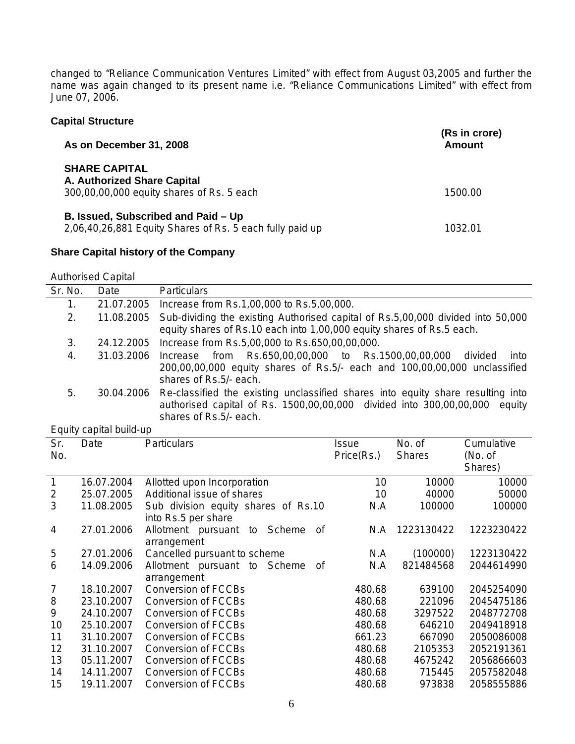changed to "Reliance Communication Ventures Limited" with effect from August 03,2005 and further the name was again changed to its present name i.e. "Reliance Communications Limited" with effect from June 07, 2006.

**Capital Structure**

| As on December 31, 2008 | (Rs in crore) Amount |
|---|---|
| **SHARE CAPITAL** | |
| **A. Authorized Share Capital** | |
| 300,00,00,000 equity shares of Rs. 5 each | 1500.00 |
| **B. Issued, Subscribed and Paid – Up** | |
| 2,06,40,26,881 Equity Shares of Rs. 5 each fully paid up | 1032.01 |

**Share Capital history of the Company**

Authorised Capital

| Sr. No. | Date | Particulars |
|---|---|---|
| 1. | 21.07.2005 | Increase from Rs.1,00,000 to Rs.5,00,000. |
| 2. | 11.08.2005 | Sub-dividing the existing Authorised capital of Rs.5,00,000 divided into 50,000 equity shares of Rs.10 each into 1,00,000 equity shares of Rs.5 each. |
| 3. | 24.12.2005 | Increase from Rs.5,00,000 to Rs.650,00,00,000. |
| 4. | 31.03.2006 | Increase from Rs.650,00,00,000 to Rs.1500,00,00,000 divided into 200,00,00,000 equity shares of Rs.5/- each and 100,00,00,000 unclassified shares of Rs.5/- each. |
| 5. | 30.04.2006 | Re-classified the existing unclassified shares into equity share resulting into authorised capital of Rs. 1500,00,00,000 divided into 300,00,00,000 equity shares of Rs.5/- each. |

Equity capital build-up

| Sr. No. | Date | Particulars | Issue Price(Rs.) | No. of Shares | Cumulative (No. of Shares) |
|---|---|---|---|---|---|
| 1 | 16.07.2004 | Allotted upon Incorporation | 10 | 10000 | 10000 |
| 2 | 25.07.2005 | Additional issue of shares | 10 | 40000 | 50000 |
| 3 | 11.08.2005 | Sub division equity shares of Rs.10 into Rs.5 per share | N.A | 100000 | 100000 |
| 4 | 27.01.2006 | Allotment pursuant to Scheme of arrangement | N.A | 1223130422 | 1223230422 |
| 5 | 27.01.2006 | Cancelled pursuant to scheme | N.A | (100000) | 1223130422 |
| 6 | 14.09.2006 | Allotment pursuant to Scheme of arrangement | N.A | 821484568 | 2044614990 |
| 7 | 18.10.2007 | Conversion of FCCBs | 480.68 | 639100 | 2045254090 |
| 8 | 23.10.2007 | Conversion of FCCBs | 480.68 | 221096 | 2045475186 |
| 9 | 24.10.2007 | Conversion of FCCBs | 480.68 | 3297522 | 2048772708 |
| 10 | 25.10.2007 | Conversion of FCCBs | 480.68 | 646210 | 2049418918 |
| 11 | 31.10.2007 | Conversion of FCCBs | 661.23 | 667090 | 2050086008 |
| 12 | 31.10.2007 | Conversion of FCCBs | 480.68 | 2105353 | 2052191361 |
| 13 | 05.11.2007 | Conversion of FCCBs | 480.68 | 4675242 | 2056866603 |
| 14 | 14.11.2007 | Conversion of FCCBs | 480.68 | 715445 | 2057582048 |
| 15 | 19.11.2007 | Conversion of FCCBs | 480.68 | 973838 | 2058555886 |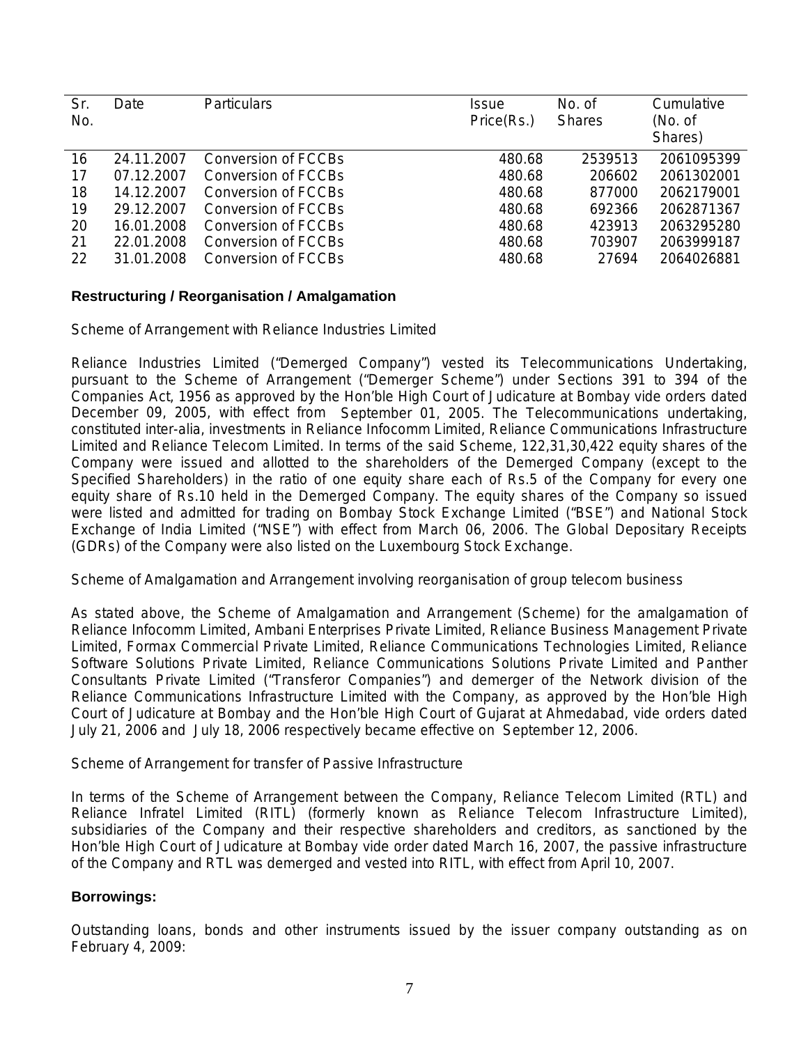| Sr. No. | Date | Particulars | Issue Price(Rs.) | No. of Shares | Cumulative (No. of Shares) |
|---|---|---|---|---|---|
| 16 | 24.11.2007 | Conversion of FCCBs | 480.68 | 2539513 | 2061095399 |
| 17 | 07.12.2007 | Conversion of FCCBs | 480.68 | 206602 | 2061302001 |
| 18 | 14.12.2007 | Conversion of FCCBs | 480.68 | 877000 | 2062179001 |
| 19 | 29.12.2007 | Conversion of FCCBs | 480.68 | 692366 | 2062871367 |
| 20 | 16.01.2008 | Conversion of FCCBs | 480.68 | 423913 | 2063295280 |
| 21 | 22.01.2008 | Conversion of FCCBs | 480.68 | 703907 | 2063999187 |
| 22 | 31.01.2008 | Conversion of FCCBs | 480.68 | 27694 | 2064026881 |

**Restructuring / Reorganisation / Amalgamation**

Scheme of Arrangement with Reliance Industries Limited

Reliance Industries Limited ("Demerged Company") vested its Telecommunications Undertaking, pursuant to the Scheme of Arrangement ("Demerger Scheme") under Sections 391 to 394 of the Companies Act, 1956 as approved by the Hon'ble High Court of Judicature at Bombay vide orders dated December 09, 2005, with effect from September 01, 2005. The Telecommunications undertaking, constituted inter-alia, investments in Reliance Infocomm Limited, Reliance Communications Infrastructure Limited and Reliance Telecom Limited. In terms of the said Scheme, 122,31,30,422 equity shares of the Company were issued and allotted to the shareholders of the Demerged Company (except to the Specified Shareholders) in the ratio of one equity share each of Rs.5 of the Company for every one equity share of Rs.10 held in the Demerged Company. The equity shares of the Company so issued were listed and admitted for trading on Bombay Stock Exchange Limited ("BSE") and National Stock Exchange of India Limited ("NSE") with effect from March 06, 2006. The Global Depositary Receipts (GDRs) of the Company were also listed on the Luxembourg Stock Exchange.

Scheme of Amalgamation and Arrangement involving reorganisation of group telecom business

As stated above, the Scheme of Amalgamation and Arrangement (Scheme) for the amalgamation of Reliance Infocomm Limited, Ambani Enterprises Private Limited, Reliance Business Management Private Limited, Formax Commercial Private Limited, Reliance Communications Technologies Limited, Reliance Software Solutions Private Limited, Reliance Communications Solutions Private Limited and Panther Consultants Private Limited ("Transferor Companies") and demerger of the Network division of the Reliance Communications Infrastructure Limited with the Company, as approved by the Hon'ble High Court of Judicature at Bombay and the Hon'ble High Court of Gujarat at Ahmedabad, vide orders dated July 21, 2006 and July 18, 2006 respectively became effective on September 12, 2006.

Scheme of Arrangement for transfer of Passive Infrastructure

In terms of the Scheme of Arrangement between the Company, Reliance Telecom Limited (RTL) and Reliance Infratel Limited (RITL) (formerly known as Reliance Telecom Infrastructure Limited), subsidiaries of the Company and their respective shareholders and creditors, as sanctioned by the Hon'ble High Court of Judicature at Bombay vide order dated March 16, 2007, the passive infrastructure of the Company and RTL was demerged and vested into RITL, with effect from April 10, 2007.

**Borrowings:**

Outstanding loans, bonds and other instruments issued by the issuer company outstanding as on February 4, 2009: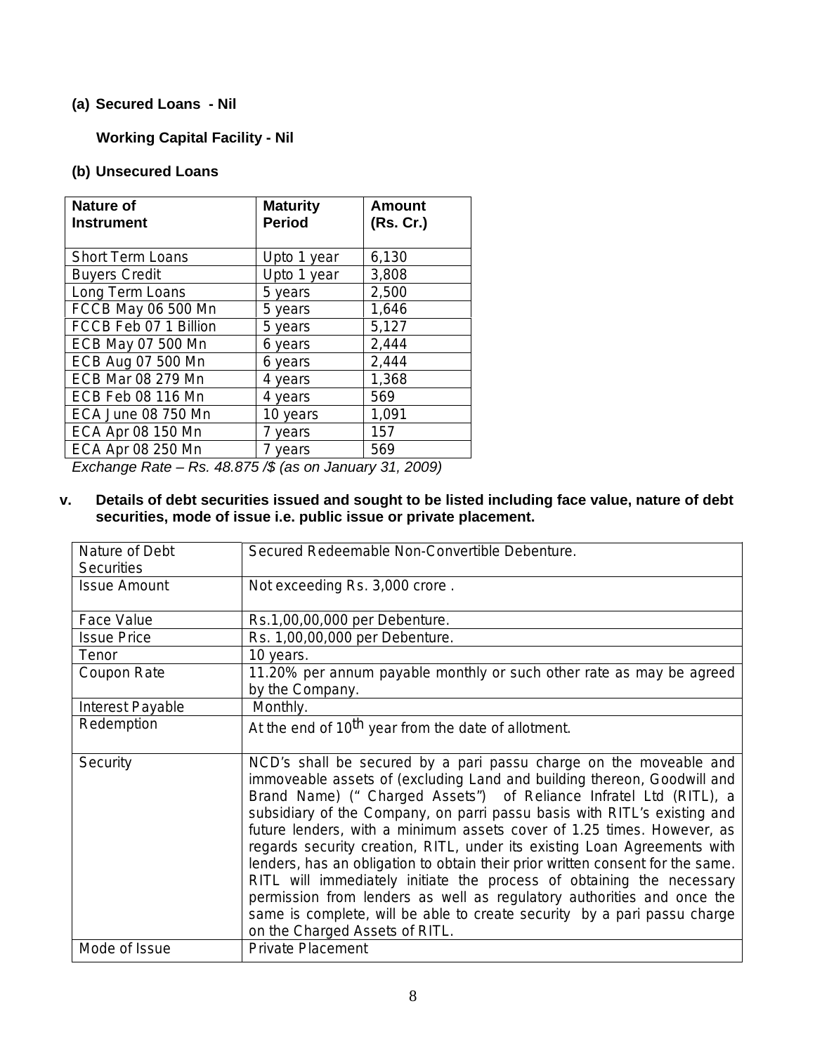**(a) Secured Loans - Nil**

**Working Capital Facility - Nil**

**(b) Unsecured Loans**

| Nature of Instrument | Maturity Period | Amount (Rs. Cr.) |
|---|---|---|
| Short Term Loans | Upto 1 year | 6,130 |
| Buyers Credit | Upto 1 year | 3,808 |
| Long Term Loans | 5 years | 2,500 |
| FCCB May 06 500 Mn | 5 years | 1,646 |
| FCCB Feb 07 1 Billion | 5 years | 5,127 |
| ECB May 07 500 Mn | 6 years | 2,444 |
| ECB Aug 07 500 Mn | 6 years | 2,444 |
| ECB Mar 08 279 Mn | 4 years | 1,368 |
| ECB Feb 08 116 Mn | 4 years | 569 |
| ECA June 08 750 Mn | 10 years | 1,091 |
| ECA Apr 08 150 Mn | 7 years | 157 |
| ECA Apr 08 250 Mn | 7 years | 569 |

*Exchange Rate – Rs. 48.875 /$ (as on January 31, 2009)*

**v. Details of debt securities issued and sought to be listed including face value, nature of debt securities, mode of issue i.e. public issue or private placement.**

| Nature of Debt Securities | Secured Redeemable Non-Convertible Debenture. |
|---|---|
| Issue Amount | Not exceeding Rs. 3,000 crore . |
| Face Value | Rs.1,00,00,000 per Debenture. |
| Issue Price | Rs. 1,00,00,000 per Debenture. |
| Tenor | 10 years. |
| Coupon Rate | 11.20% per annum payable monthly or such other rate as may be agreed by the Company. |
| Interest Payable | Monthly. |
| Redemption | At the end of 10th year from the date of allotment. |
| Security | NCD's shall be secured by a pari passu charge on the moveable and immoveable assets of (excluding Land and building thereon, Goodwill and Brand Name) (" Charged Assets") of Reliance Infratel Ltd (RITL), a subsidiary of the Company, on parri passu basis with RITL's existing and future lenders, with a minimum assets cover of 1.25 times. However, as regards security creation, RITL, under its existing Loan Agreements with lenders, has an obligation to obtain their prior written consent for the same. RITL will immediately initiate the process of obtaining the necessary permission from lenders as well as regulatory authorities and once the same is complete, will be able to create security by a pari passu charge on the Charged Assets of RITL. |
| Mode of Issue | Private Placement |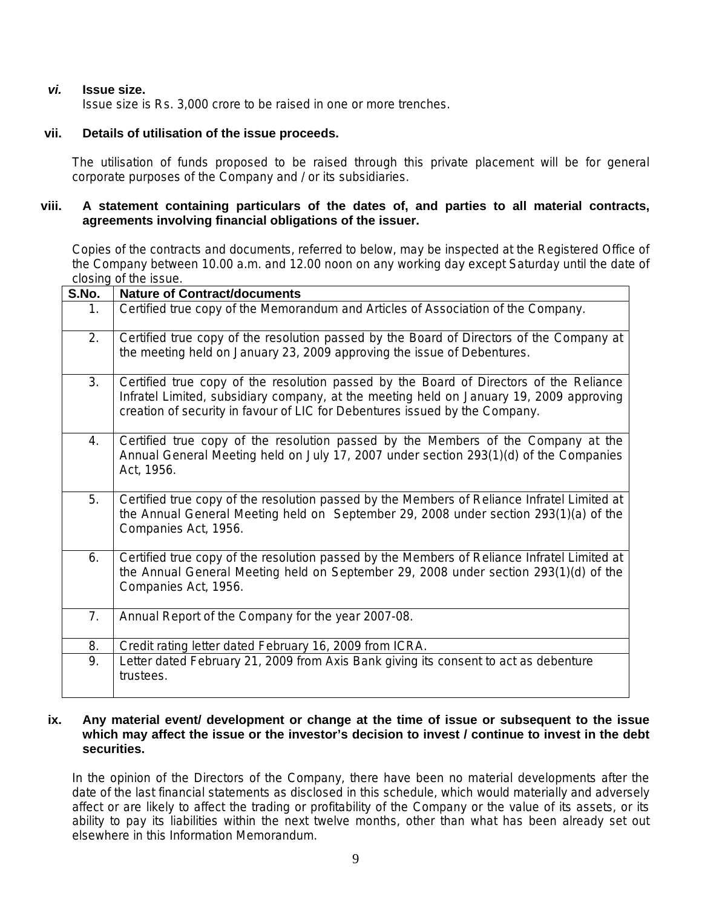### *vi.* Issue size.

Issue size is Rs. 3,000 crore to be raised in one or more trenches.

### vii. Details of utilisation of the issue proceeds.

The utilisation of funds proposed to be raised through this private placement will be for general corporate purposes of the Company and / or its subsidiaries.

### viii. A statement containing particulars of the dates of, and parties to all material contracts, agreements involving financial obligations of the issuer.

Copies of the contracts and documents, referred to below, may be inspected at the Registered Office of the Company between 10.00 a.m. and 12.00 noon on any working day except Saturday until the date of closing of the issue.

| S.No. | Nature of Contract/documents |
|---|---|
| 1. | Certified true copy of the Memorandum and Articles of Association of the Company. |
| 2. | Certified true copy of the resolution passed by the Board of Directors of the Company at the meeting held on January 23, 2009 approving the issue of Debentures. |
| 3. | Certified true copy of the resolution passed by the Board of Directors of the Reliance Infratel Limited, subsidiary company, at the meeting held on January 19, 2009 approving creation of security in favour of LIC for Debentures issued by the Company. |
| 4. | Certified true copy of the resolution passed by the Members of the Company at the Annual General Meeting held on July 17, 2007 under section 293(1)(d) of the Companies Act, 1956. |
| 5. | Certified true copy of the resolution passed by the Members of Reliance Infratel Limited at the Annual General Meeting held on September 29, 2008 under section 293(1)(a) of the Companies Act, 1956. |
| 6. | Certified true copy of the resolution passed by the Members of Reliance Infratel Limited at the Annual General Meeting held on September 29, 2008 under section 293(1)(d) of the Companies Act, 1956. |
| 7. | Annual Report of the Company for the year 2007-08. |
| 8. | Credit rating letter dated February 16, 2009 from ICRA. |
| 9. | Letter dated February 21, 2009 from Axis Bank giving its consent to act as debenture trustees. |

### ix. Any material event/ development or change at the time of issue or subsequent to the issue which may affect the issue or the investor's decision to invest / continue to invest in the debt securities.

In the opinion of the Directors of the Company, there have been no material developments after the date of the last financial statements as disclosed in this schedule, which would materially and adversely affect or are likely to affect the trading or profitability of the Company or the value of its assets, or its ability to pay its liabilities within the next twelve months, other than what has been already set out elsewhere in this Information Memorandum.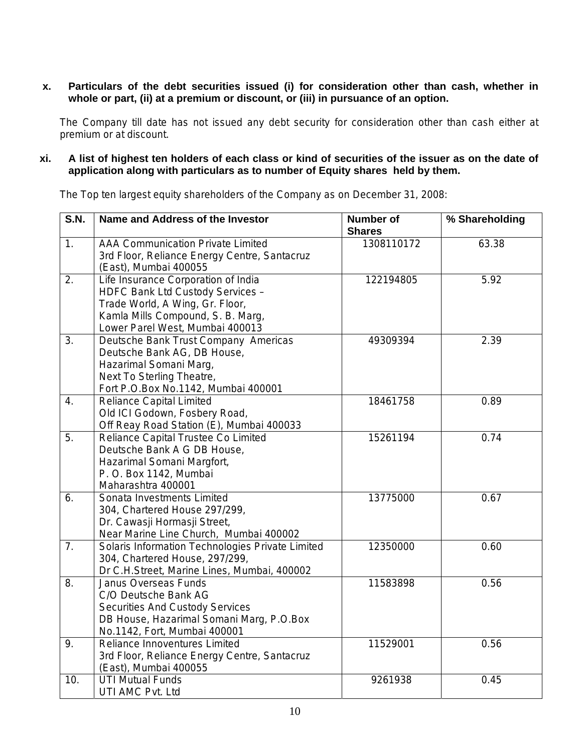**x. Particulars of the debt securities issued (i) for consideration other than cash, whether in whole or part, (ii) at a premium or discount, or (iii) in pursuance of an option.**

The Company till date has not issued any debt security for consideration other than cash either at premium or at discount.

**xi. A list of highest ten holders of each class or kind of securities of the issuer as on the date of application along with particulars as to number of Equity shares held by them.**

The Top ten largest equity shareholders of the Company as on December 31, 2008:

| S.N. | Name and Address of the Investor | Number of Shares | % Shareholding |
|---|---|---|---|
| 1. | AAA Communication Private Limited<br>3rd Floor, Reliance Energy Centre, Santacruz (East), Mumbai 400055 | 1308110172 | 63.38 |
| 2. | Life Insurance Corporation of India<br>HDFC Bank Ltd Custody Services –<br>Trade World, A Wing, Gr. Floor,<br>Kamla Mills Compound, S. B. Marg,<br>Lower Parel West, Mumbai 400013 | 122194805 | 5.92 |
| 3. | Deutsche Bank Trust Company Americas<br>Deutsche Bank AG, DB House,<br>Hazarimal Somani Marg,<br>Next To Sterling Theatre,<br>Fort P.O.Box No.1142, Mumbai 400001 | 49309394 | 2.39 |
| 4. | Reliance Capital Limited<br>Old ICI Godown, Fosbery Road,<br>Off Reay Road Station (E), Mumbai 400033 | 18461758 | 0.89 |
| 5. | Reliance Capital Trustee Co Limited<br>Deutsche Bank A G DB House,<br>Hazarimal Somani Margfort,<br>P. O. Box 1142, Mumbai<br>Maharashtra 400001 | 15261194 | 0.74 |
| 6. | Sonata Investments Limited<br>304, Chartered House 297/299,<br>Dr. Cawasji Hormasji Street,<br>Near Marine Line Church, Mumbai 400002 | 13775000 | 0.67 |
| 7. | Solaris Information Technologies Private Limited<br>304, Chartered House, 297/299,<br>Dr C.H.Street, Marine Lines, Mumbai, 400002 | 12350000 | 0.60 |
| 8. | Janus Overseas Funds<br>C/O Deutsche Bank AG<br>Securities And Custody Services<br>DB House, Hazarimal Somani Marg, P.O.Box No.1142, Fort, Mumbai 400001 | 11583898 | 0.56 |
| 9. | Reliance Innoventures Limited<br>3rd Floor, Reliance Energy Centre, Santacruz (East), Mumbai 400055 | 11529001 | 0.56 |
| 10. | UTI Mutual Funds<br>UTI AMC Pvt. Ltd | 9261938 | 0.45 |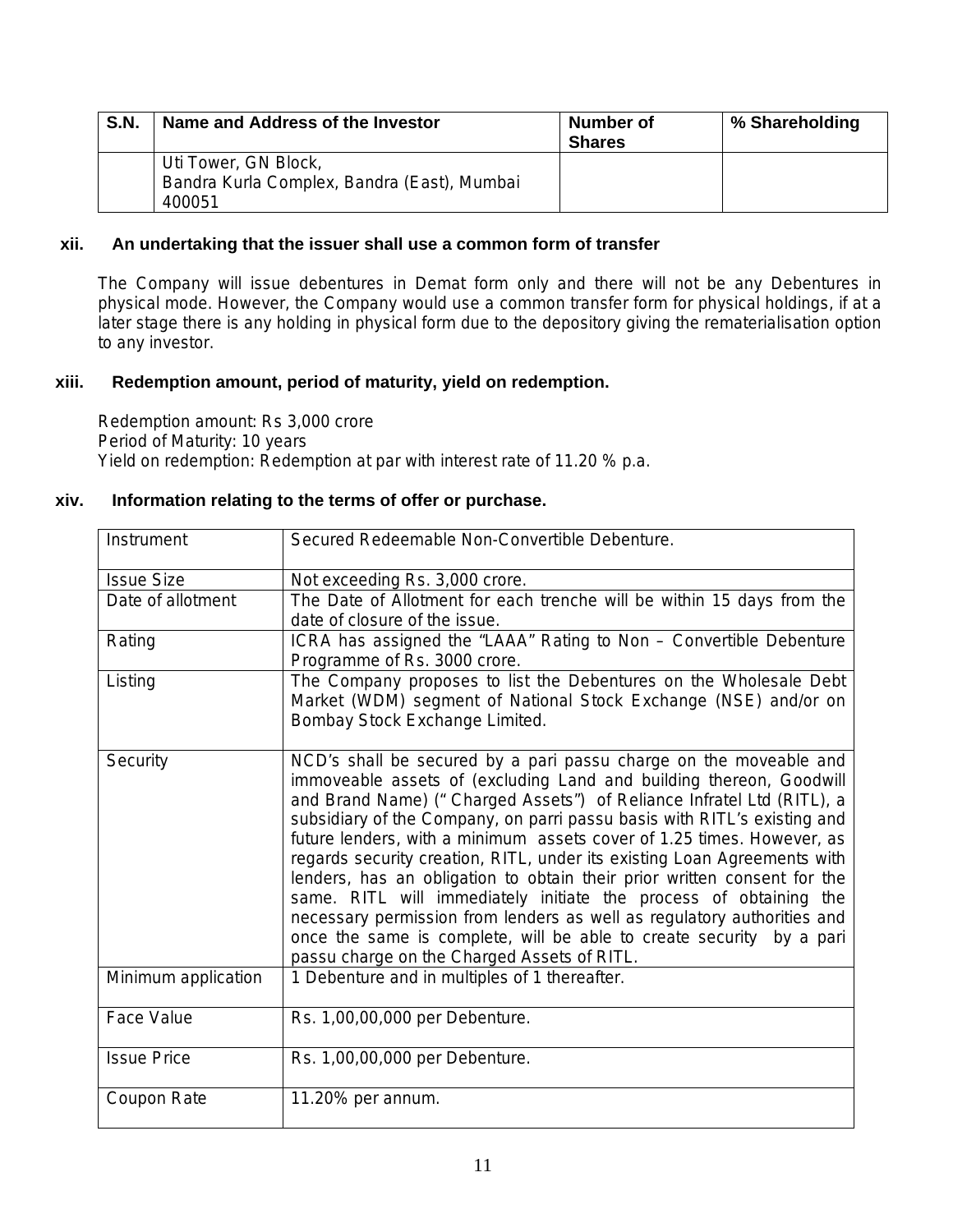| S.N. | Name and Address of the Investor | Number of Shares | % Shareholding |
|---|---|---|---|
| | Uti Tower, GN Block,<br>Bandra Kurla Complex, Bandra (East), Mumbai 400051 | | |

### xii. An undertaking that the issuer shall use a common form of transfer

The Company will issue debentures in Demat form only and there will not be any Debentures in physical mode. However, the Company would use a common transfer form for physical holdings, if at a later stage there is any holding in physical form due to the depository giving the rematerialisation option to any investor.

### xiii. Redemption amount, period of maturity, yield on redemption.

Redemption amount: Rs 3,000 crore
Period of Maturity: 10 years
Yield on redemption: Redemption at par with interest rate of 11.20 % p.a.

### xiv. Information relating to the terms of offer or purchase.

| Instrument | Secured Redeemable Non-Convertible Debenture. |
|---|---|
| Issue Size | Not exceeding Rs. 3,000 crore. |
| Date of allotment | The Date of Allotment for each trenche will be within 15 days from the date of closure of the issue. |
| Rating | ICRA has assigned the "LAAA" Rating to Non – Convertible Debenture Programme of Rs. 3000 crore. |
| Listing | The Company proposes to list the Debentures on the Wholesale Debt Market (WDM) segment of National Stock Exchange (NSE) and/or on Bombay Stock Exchange Limited. |
| Security | NCD's shall be secured by a pari passu charge on the moveable and immoveable assets of (excluding Land and building thereon, Goodwill and Brand Name) ("Charged Assets") of Reliance Infratel Ltd (RITL), a subsidiary of the Company, on parri passu basis with RITL's existing and future lenders, with a minimum assets cover of 1.25 times. However, as regards security creation, RITL, under its existing Loan Agreements with lenders, has an obligation to obtain their prior written consent for the same. RITL will immediately initiate the process of obtaining the necessary permission from lenders as well as regulatory authorities and once the same is complete, will be able to create security by a pari passu charge on the Charged Assets of RITL. |
| Minimum application | 1 Debenture and in multiples of 1 thereafter. |
| Face Value | Rs. 1,00,00,000 per Debenture. |
| Issue Price | Rs. 1,00,00,000 per Debenture. |
| Coupon Rate | 11.20% per annum. |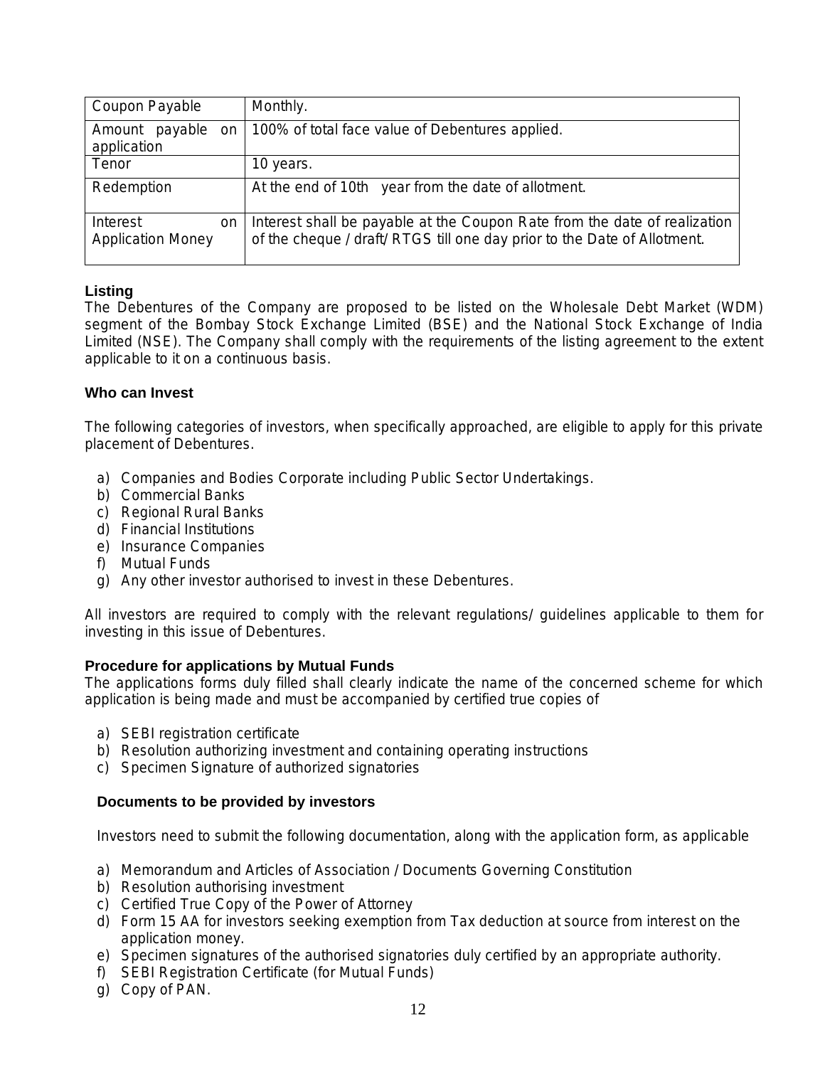| Coupon Payable | Monthly. |
|---|---|
| Amount payable on application | 100% of total face value of Debentures applied. |
| Tenor | 10 years. |
| Redemption | At the end of 10th year from the date of allotment. |
| Interest on Application Money | Interest shall be payable at the Coupon Rate from the date of realization of the cheque / draft/ RTGS till one day prior to the Date of Allotment. |

**Listing**

The Debentures of the Company are proposed to be listed on the Wholesale Debt Market (WDM) segment of the Bombay Stock Exchange Limited (BSE) and the National Stock Exchange of India Limited (NSE). The Company shall comply with the requirements of the listing agreement to the extent applicable to it on a continuous basis.

**Who can Invest**

The following categories of investors, when specifically approached, are eligible to apply for this private placement of Debentures.

a) Companies and Bodies Corporate including Public Sector Undertakings.
b) Commercial Banks
c) Regional Rural Banks
d) Financial Institutions
e) Insurance Companies
f) Mutual Funds
g) Any other investor authorised to invest in these Debentures.

All investors are required to comply with the relevant regulations/ guidelines applicable to them for investing in this issue of Debentures.

**Procedure for applications by Mutual Funds**

The applications forms duly filled shall clearly indicate the name of the concerned scheme for which application is being made and must be accompanied by certified true copies of

a) SEBI registration certificate
b) Resolution authorizing investment and containing operating instructions
c) Specimen Signature of authorized signatories

**Documents to be provided by investors**

Investors need to submit the following documentation, along with the application form, as applicable

a) Memorandum and Articles of Association / Documents Governing Constitution
b) Resolution authorising investment
c) Certified True Copy of the Power of Attorney
d) Form 15 AA for investors seeking exemption from Tax deduction at source from interest on the application money.
e) Specimen signatures of the authorised signatories duly certified by an appropriate authority.
f) SEBI Registration Certificate (for Mutual Funds)
g) Copy of PAN.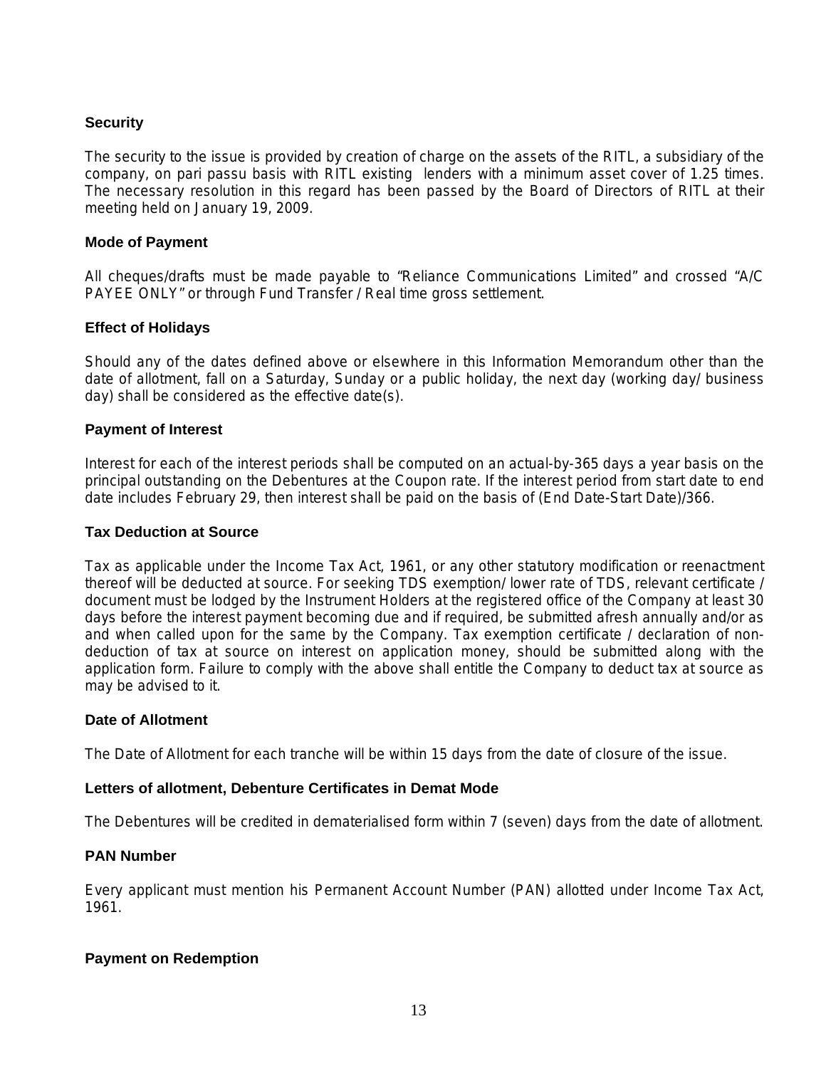### Security

The security to the issue is provided by creation of charge on the assets of the RITL, a subsidiary of the company, on pari passu basis with RITL existing lenders with a minimum asset cover of 1.25 times. The necessary resolution in this regard has been passed by the Board of Directors of RITL at their meeting held on January 19, 2009.

### Mode of Payment

All cheques/drafts must be made payable to "Reliance Communications Limited" and crossed "A/C PAYEE ONLY" or through Fund Transfer / Real time gross settlement.

### Effect of Holidays

Should any of the dates defined above or elsewhere in this Information Memorandum other than the date of allotment, fall on a Saturday, Sunday or a public holiday, the next day (working day/ business day) shall be considered as the effective date(s).

### Payment of Interest

Interest for each of the interest periods shall be computed on an actual-by-365 days a year basis on the principal outstanding on the Debentures at the Coupon rate. If the interest period from start date to end date includes February 29, then interest shall be paid on the basis of (End Date-Start Date)/366.

### Tax Deduction at Source

Tax as applicable under the Income Tax Act, 1961, or any other statutory modification or reenactment thereof will be deducted at source. For seeking TDS exemption/ lower rate of TDS, relevant certificate / document must be lodged by the Instrument Holders at the registered office of the Company at least 30 days before the interest payment becoming due and if required, be submitted afresh annually and/or as and when called upon for the same by the Company. Tax exemption certificate / declaration of non-deduction of tax at source on interest on application money, should be submitted along with the application form. Failure to comply with the above shall entitle the Company to deduct tax at source as may be advised to it.

### Date of Allotment

The Date of Allotment for each tranche will be within 15 days from the date of closure of the issue.

### Letters of allotment, Debenture Certificates in Demat Mode

The Debentures will be credited in dematerialised form within 7 (seven) days from the date of allotment.

### PAN Number

Every applicant must mention his Permanent Account Number (PAN) allotted under Income Tax Act, 1961.

### Payment on Redemption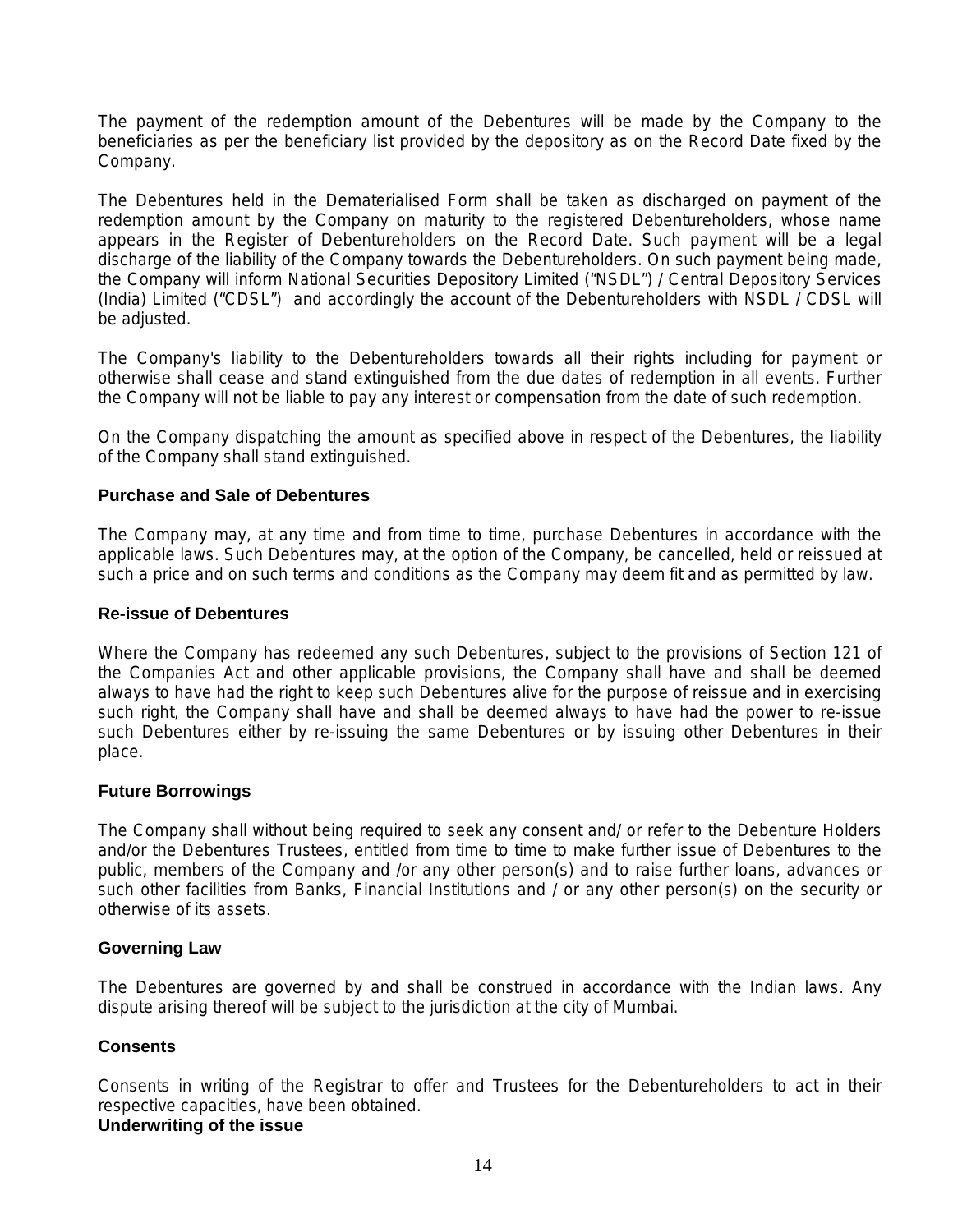The payment of the redemption amount of the Debentures will be made by the Company to the beneficiaries as per the beneficiary list provided by the depository as on the Record Date fixed by the Company.

The Debentures held in the Dematerialised Form shall be taken as discharged on payment of the redemption amount by the Company on maturity to the registered Debentureholders, whose name appears in the Register of Debentureholders on the Record Date. Such payment will be a legal discharge of the liability of the Company towards the Debentureholders. On such payment being made, the Company will inform National Securities Depository Limited ("NSDL") / Central Depository Services (India) Limited ("CDSL") and accordingly the account of the Debentureholders with NSDL / CDSL will be adjusted.

The Company's liability to the Debentureholders towards all their rights including for payment or otherwise shall cease and stand extinguished from the due dates of redemption in all events. Further the Company will not be liable to pay any interest or compensation from the date of such redemption.

On the Company dispatching the amount as specified above in respect of the Debentures, the liability of the Company shall stand extinguished.

**Purchase and Sale of Debentures**

The Company may, at any time and from time to time, purchase Debentures in accordance with the applicable laws. Such Debentures may, at the option of the Company, be cancelled, held or reissued at such a price and on such terms and conditions as the Company may deem fit and as permitted by law.

**Re-issue of Debentures**

Where the Company has redeemed any such Debentures, subject to the provisions of Section 121 of the Companies Act and other applicable provisions, the Company shall have and shall be deemed always to have had the right to keep such Debentures alive for the purpose of reissue and in exercising such right, the Company shall have and shall be deemed always to have had the power to re-issue such Debentures either by re-issuing the same Debentures or by issuing other Debentures in their place.

**Future Borrowings**

The Company shall without being required to seek any consent and/ or refer to the Debenture Holders and/or the Debentures Trustees, entitled from time to time to make further issue of Debentures to the public, members of the Company and /or any other person(s) and to raise further loans, advances or such other facilities from Banks, Financial Institutions and / or any other person(s) on the security or otherwise of its assets.

**Governing Law**

The Debentures are governed by and shall be construed in accordance with the Indian laws. Any dispute arising thereof will be subject to the jurisdiction at the city of Mumbai.

**Consents**

Consents in writing of the Registrar to offer and Trustees for the Debentureholders to act in their respective capacities, have been obtained.

**Underwriting of the issue**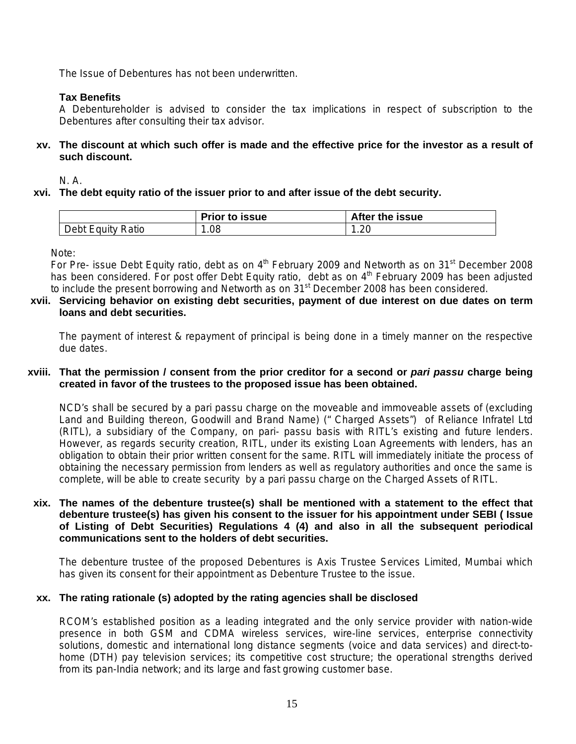The Issue of Debentures has not been underwritten.

**Tax Benefits**

A Debentureholder is advised to consider the tax implications in respect of subscription to the Debentures after consulting their tax advisor.

**xv. The discount at which such offer is made and the effective price for the investor as a result of such discount.**

N. A.

**xvi. The debt equity ratio of the issuer prior to and after issue of the debt security.**

| | **Prior to issue** | **After the issue** |
|---|---|---|
| Debt Equity Ratio | 1.08 | 1.20 |

Note:

For Pre- issue Debt Equity ratio, debt as on 4th February 2009 and Networth as on 31st December 2008 has been considered. For post offer Debt Equity ratio, debt as on 4th February 2009 has been adjusted to include the present borrowing and Networth as on 31st December 2008 has been considered.

**xvii. Servicing behavior on existing debt securities, payment of due interest on due dates on term loans and debt securities.**

The payment of interest & repayment of principal is being done in a timely manner on the respective due dates.

**xviii. That the permission / consent from the prior creditor for a second or *pari passu* charge being created in favor of the trustees to the proposed issue has been obtained.**

NCD's shall be secured by a pari passu charge on the moveable and immoveable assets of (excluding Land and Building thereon, Goodwill and Brand Name) (" Charged Assets") of Reliance Infratel Ltd (RITL), a subsidiary of the Company, on pari- passu basis with RITL's existing and future lenders. However, as regards security creation, RITL, under its existing Loan Agreements with lenders, has an obligation to obtain their prior written consent for the same. RITL will immediately initiate the process of obtaining the necessary permission from lenders as well as regulatory authorities and once the same is complete, will be able to create security by a pari passu charge on the Charged Assets of RITL.

**xix. The names of the debenture trustee(s) shall be mentioned with a statement to the effect that debenture trustee(s) has given his consent to the issuer for his appointment under SEBI ( Issue of Listing of Debt Securities) Regulations 4 (4) and also in all the subsequent periodical communications sent to the holders of debt securities.**

The debenture trustee of the proposed Debentures is Axis Trustee Services Limited, Mumbai which has given its consent for their appointment as Debenture Trustee to the issue.

**xx. The rating rationale (s) adopted by the rating agencies shall be disclosed**

RCOM's established position as a leading integrated and the only service provider with nation-wide presence in both GSM and CDMA wireless services, wire-line services, enterprise connectivity solutions, domestic and international long distance segments (voice and data services) and direct-to-home (DTH) pay television services; its competitive cost structure; the operational strengths derived from its pan-India network; and its large and fast growing customer base.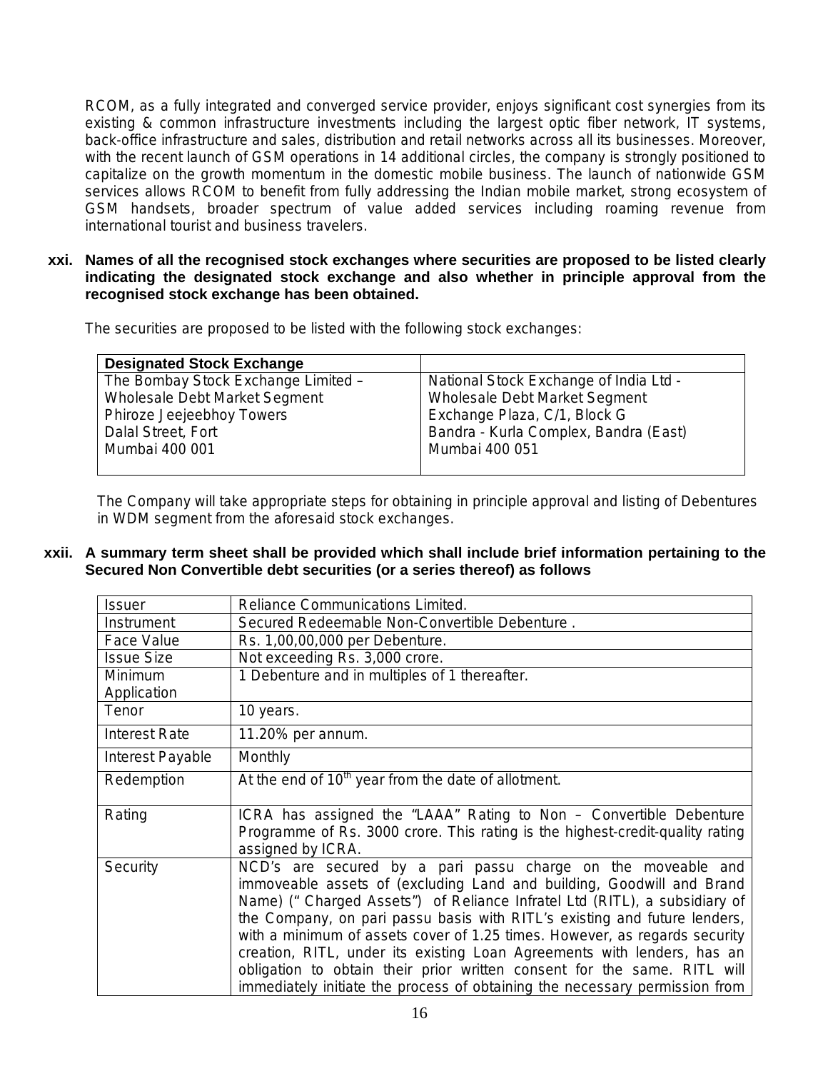RCOM, as a fully integrated and converged service provider, enjoys significant cost synergies from its existing & common infrastructure investments including the largest optic fiber network, IT systems, back-office infrastructure and sales, distribution and retail networks across all its businesses. Moreover, with the recent launch of GSM operations in 14 additional circles, the company is strongly positioned to capitalize on the growth momentum in the domestic mobile business. The launch of nationwide GSM services allows RCOM to benefit from fully addressing the Indian mobile market, strong ecosystem of GSM handsets, broader spectrum of value added services including roaming revenue from international tourist and business travelers.

**xxi. Names of all the recognised stock exchanges where securities are proposed to be listed clearly indicating the designated stock exchange and also whether in principle approval from the recognised stock exchange has been obtained.**

The securities are proposed to be listed with the following stock exchanges:

| **Designated Stock Exchange** | |
|---|---|
| The Bombay Stock Exchange Limited – Wholesale Debt Market Segment Phiroze Jeejeebhoy Towers Dalal Street, Fort Mumbai 400 001 | National Stock Exchange of India Ltd - Wholesale Debt Market Segment Exchange Plaza, C/1, Block G Bandra - Kurla Complex, Bandra (East) Mumbai 400 051 |

The Company will take appropriate steps for obtaining in principle approval and listing of Debentures in WDM segment from the aforesaid stock exchanges.

**xxii. A summary term sheet shall be provided which shall include brief information pertaining to the Secured Non Convertible debt securities (or a series thereof) as follows**

| | |
|---|---|
| Issuer | Reliance Communications Limited. |
| Instrument | Secured Redeemable Non-Convertible Debenture . |
| Face Value | Rs. 1,00,00,000 per Debenture. |
| Issue Size | Not exceeding Rs. 3,000 crore. |
| Minimum Application | 1 Debenture and in multiples of 1 thereafter. |
| Tenor | 10 years. |
| Interest Rate | 11.20% per annum. |
| Interest Payable | Monthly |
| Redemption | At the end of 10th year from the date of allotment. |
| Rating | ICRA has assigned the "LAAA" Rating to Non – Convertible Debenture Programme of Rs. 3000 crore. This rating is the highest-credit-quality rating assigned by ICRA. |
| Security | NCD's are secured by a pari passu charge on the moveable and immoveable assets of (excluding Land and building, Goodwill and Brand Name) (" Charged Assets") of Reliance Infratel Ltd (RITL), a subsidiary of the Company, on pari passu basis with RITL's existing and future lenders, with a minimum of assets cover of 1.25 times. However, as regards security creation, RITL, under its existing Loan Agreements with lenders, has an obligation to obtain their prior written consent for the same. RITL will immediately initiate the process of obtaining the necessary permission from |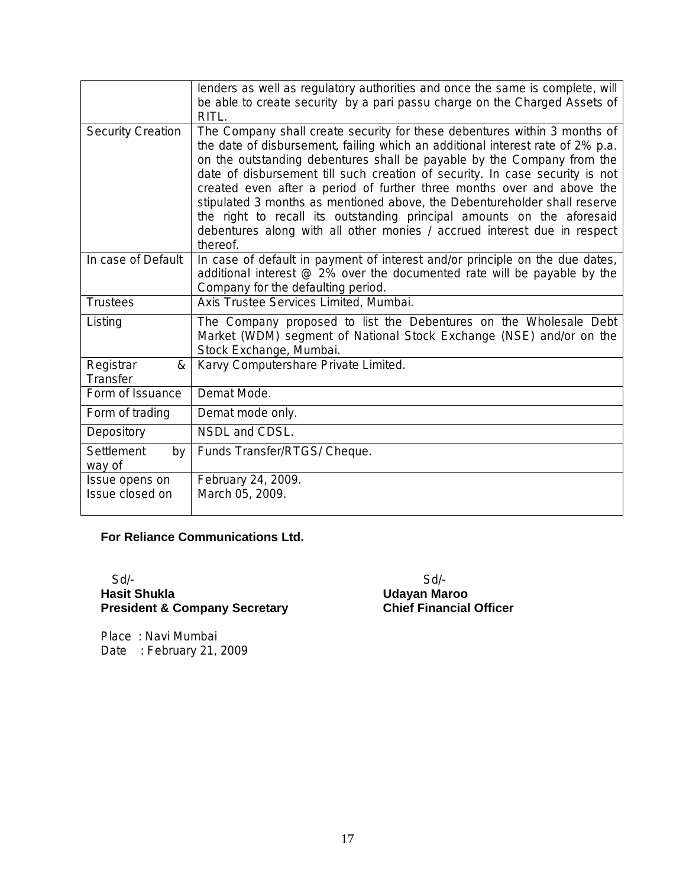| | |
|---|---|
| | lenders as well as regulatory authorities and once the same is complete, will be able to create security by a pari passu charge on the Charged Assets of RITL. |
| Security Creation | The Company shall create security for these debentures within 3 months of the date of disbursement, failing which an additional interest rate of 2% p.a. on the outstanding debentures shall be payable by the Company from the date of disbursement till such creation of security. In case security is not created even after a period of further three months over and above the stipulated 3 months as mentioned above, the Debentureholder shall reserve the right to recall its outstanding principal amounts on the aforesaid debentures along with all other monies / accrued interest due in respect thereof. |
| In case of Default | In case of default in payment of interest and/or principle on the due dates, additional interest @ 2% over the documented rate will be payable by the Company for the defaulting period. |
| Trustees | Axis Trustee Services Limited, Mumbai. |
| Listing | The Company proposed to list the Debentures on the Wholesale Debt Market (WDM) segment of National Stock Exchange (NSE) and/or on the Stock Exchange, Mumbai. |
| Registrar & Transfer | Karvy Computershare Private Limited. |
| Form of Issuance | Demat Mode. |
| Form of trading | Demat mode only. |
| Depository | NSDL and CDSL. |
| Settlement by way of | Funds Transfer/RTGS/ Cheque. |
| Issue opens on<br>Issue closed on | February 24, 2009.<br>March 05, 2009. |

**For Reliance Communications Ltd.**

Sd/-
**Hasit Shukla**
**President & Company Secretary**

Sd/-
**Udayan Maroo**
**Chief Financial Officer**

Place : Navi Mumbai
Date : February 21, 2009